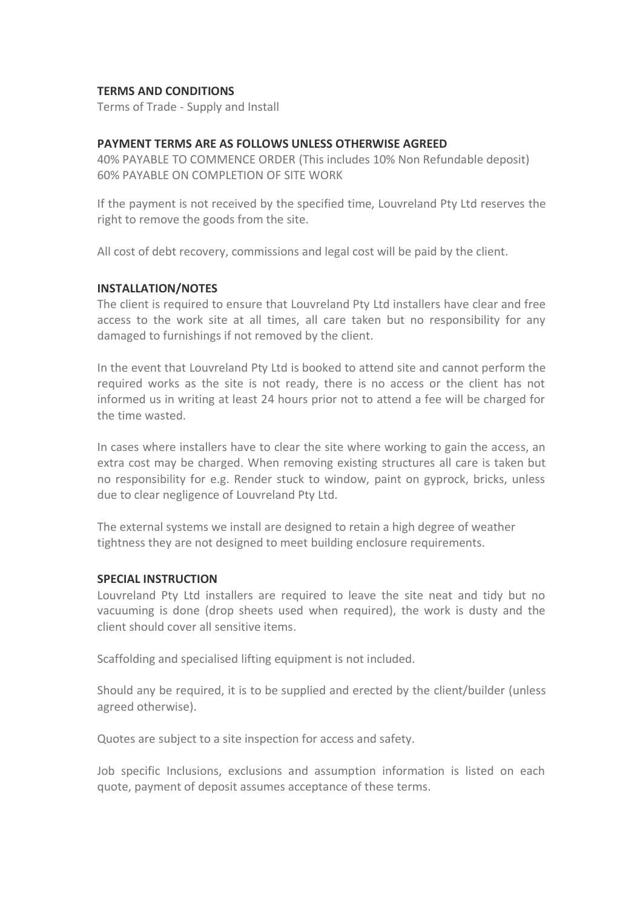**TERMS AND CONDITIONS**

Terms of Trade - Supply and Install

**PAYMENT TERMS ARE AS FOLLOWS UNLESS OTHERWISE AGREED**

40% PAYABLE TO COMMENCE ORDER (This includes 10% Non Refundable deposit)
60% PAYABLE ON COMPLETION OF SITE WORK

If the payment is not received by the specified time, Louvreland Pty Ltd reserves the right to remove the goods from the site.

All cost of debt recovery, commissions and legal cost will be paid by the client.

**INSTALLATION/NOTES**

The client is required to ensure that Louvreland Pty Ltd installers have clear and free access to the work site at all times, all care taken but no responsibility for any damaged to furnishings if not removed by the client.

In the event that Louvreland Pty Ltd is booked to attend site and cannot perform the required works as the site is not ready, there is no access or the client has not informed us in writing at least 24 hours prior not to attend a fee will be charged for the time wasted.

In cases where installers have to clear the site where working to gain the access, an extra cost may be charged. When removing existing structures all care is taken but no responsibility for e.g. Render stuck to window, paint on gyprock, bricks, unless due to clear negligence of Louvreland Pty Ltd.

The external systems we install are designed to retain a high degree of weather tightness they are not designed to meet building enclosure requirements.

**SPECIAL INSTRUCTION**

Louvreland Pty Ltd installers are required to leave the site neat and tidy but no vacuuming is done (drop sheets used when required), the work is dusty and the client should cover all sensitive items.

Scaffolding and specialised lifting equipment is not included.

Should any be required, it is to be supplied and erected by the client/builder (unless agreed otherwise).

Quotes are subject to a site inspection for access and safety.

Job specific Inclusions, exclusions and assumption information is listed on each quote, payment of deposit assumes acceptance of these terms.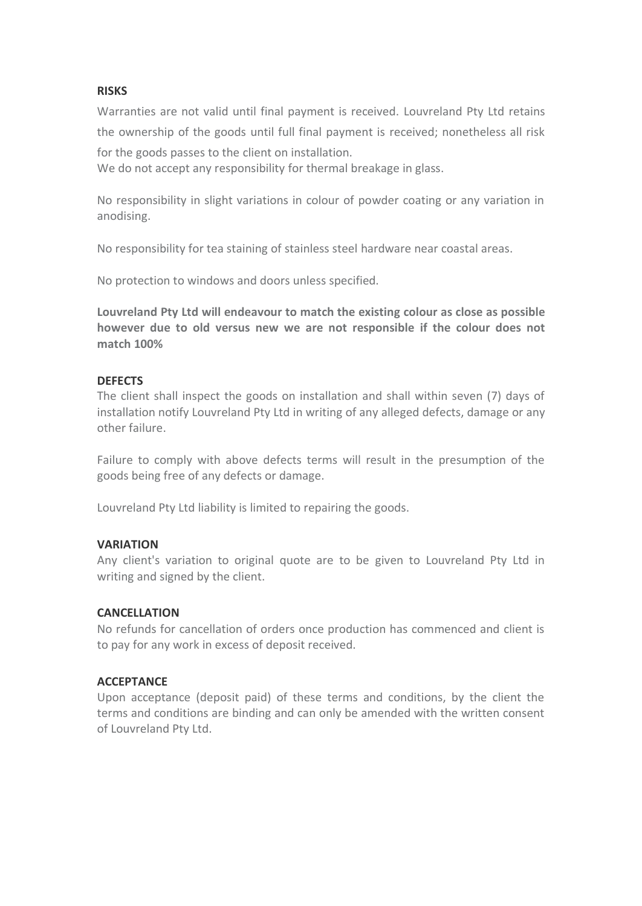**RISKS**

Warranties are not valid until final payment is received. Louvreland Pty Ltd retains the ownership of the goods until full final payment is received; nonetheless all risk for the goods passes to the client on installation.
We do not accept any responsibility for thermal breakage in glass.

No responsibility in slight variations in colour of powder coating or any variation in anodising.

No responsibility for tea staining of stainless steel hardware near coastal areas.

No protection to windows and doors unless specified.

**Louvreland Pty Ltd will endeavour to match the existing colour as close as possible however due to old versus new we are not responsible if the colour does not match 100%**

**DEFECTS**

The client shall inspect the goods on installation and shall within seven (7) days of installation notify Louvreland Pty Ltd in writing of any alleged defects, damage or any other failure.

Failure to comply with above defects terms will result in the presumption of the goods being free of any defects or damage.

Louvreland Pty Ltd liability is limited to repairing the goods.

**VARIATION**

Any client's variation to original quote are to be given to Louvreland Pty Ltd in writing and signed by the client.

**CANCELLATION**

No refunds for cancellation of orders once production has commenced and client is to pay for any work in excess of deposit received.

**ACCEPTANCE**

Upon acceptance (deposit paid) of these terms and conditions, by the client the terms and conditions are binding and can only be amended with the written consent of Louvreland Pty Ltd.